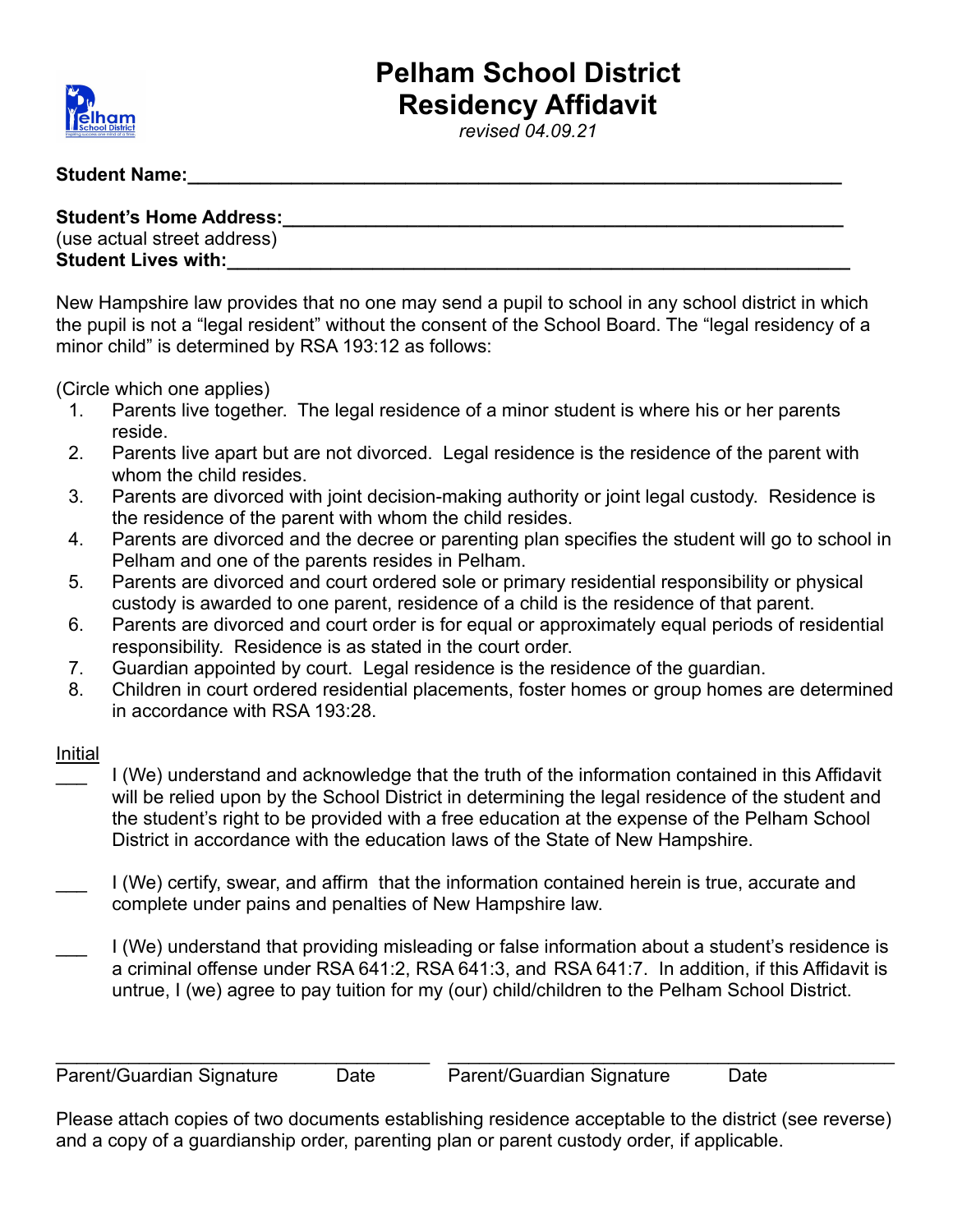# Pelham School District
# Residency Affidavit

*revised 04.09.21*

**Student Name:**\_\_\_\_\_\_\_\_\_\_\_\_\_\_\_\_\_\_\_\_\_\_\_\_\_\_\_\_\_\_\_\_\_\_\_\_\_\_\_\_\_\_\_\_\_\_\_\_\_\_\_\_\_\_\_\_\_\_\_\_\_\_

**Student's Home Address:**\_\_\_\_\_\_\_\_\_\_\_\_\_\_\_\_\_\_\_\_\_\_\_\_\_\_\_\_\_\_\_\_\_\_\_\_\_\_\_\_\_\_\_\_\_\_\_\_\_\_\_\_\_\_
(use actual street address)
**Student Lives with:**\_\_\_\_\_\_\_\_\_\_\_\_\_\_\_\_\_\_\_\_\_\_\_\_\_\_\_\_\_\_\_\_\_\_\_\_\_\_\_\_\_\_\_\_\_\_\_\_\_\_\_\_\_\_\_\_\_\_\_\_\_\_

New Hampshire law provides that no one may send a pupil to school in any school district in which the pupil is not a "legal resident" without the consent of the School Board. The "legal residency of a minor child" is determined by RSA 193:12 as follows:

(Circle which one applies)

1. Parents live together. The legal residence of a minor student is where his or her parents reside.
2. Parents live apart but are not divorced. Legal residence is the residence of the parent with whom the child resides.
3. Parents are divorced with joint decision-making authority or joint legal custody. Residence is the residence of the parent with whom the child resides.
4. Parents are divorced and the decree or parenting plan specifies the student will go to school in Pelham and one of the parents resides in Pelham.
5. Parents are divorced and court ordered sole or primary residential responsibility or physical custody is awarded to one parent, residence of a child is the residence of that parent.
6. Parents are divorced and court order is for equal or approximately equal periods of residential responsibility. Residence is as stated in the court order.
7. Guardian appointed by court. Legal residence is the residence of the guardian.
8. Children in court ordered residential placements, foster homes or group homes are determined in accordance with RSA 193:28.

Initial

\_\_\_ I (We) understand and acknowledge that the truth of the information contained in this Affidavit will be relied upon by the School District in determining the legal residence of the student and the student's right to be provided with a free education at the expense of the Pelham School District in accordance with the education laws of the State of New Hampshire.

\_\_\_ I (We) certify, swear, and affirm that the information contained herein is true, accurate and complete under pains and penalties of New Hampshire law.

\_\_\_ I (We) understand that providing misleading or false information about a student's residence is a criminal offense under RSA 641:2, RSA 641:3, and RSA 641:7. In addition, if this Affidavit is untrue, I (we) agree to pay tuition for my (our) child/children to the Pelham School District.

\_\_\_\_\_\_\_\_\_\_\_\_\_\_\_\_\_\_\_\_\_\_\_\_\_\_\_\_\_\_\_\_\_\_\_\_ \_\_\_\_\_\_\_\_\_\_\_\_\_\_\_\_\_\_\_\_\_\_\_\_\_\_\_\_\_\_\_\_\_\_\_\_
Parent/Guardian Signature Date Parent/Guardian Signature Date

Please attach copies of two documents establishing residence acceptable to the district (see reverse) and a copy of a guardianship order, parenting plan or parent custody order, if applicable.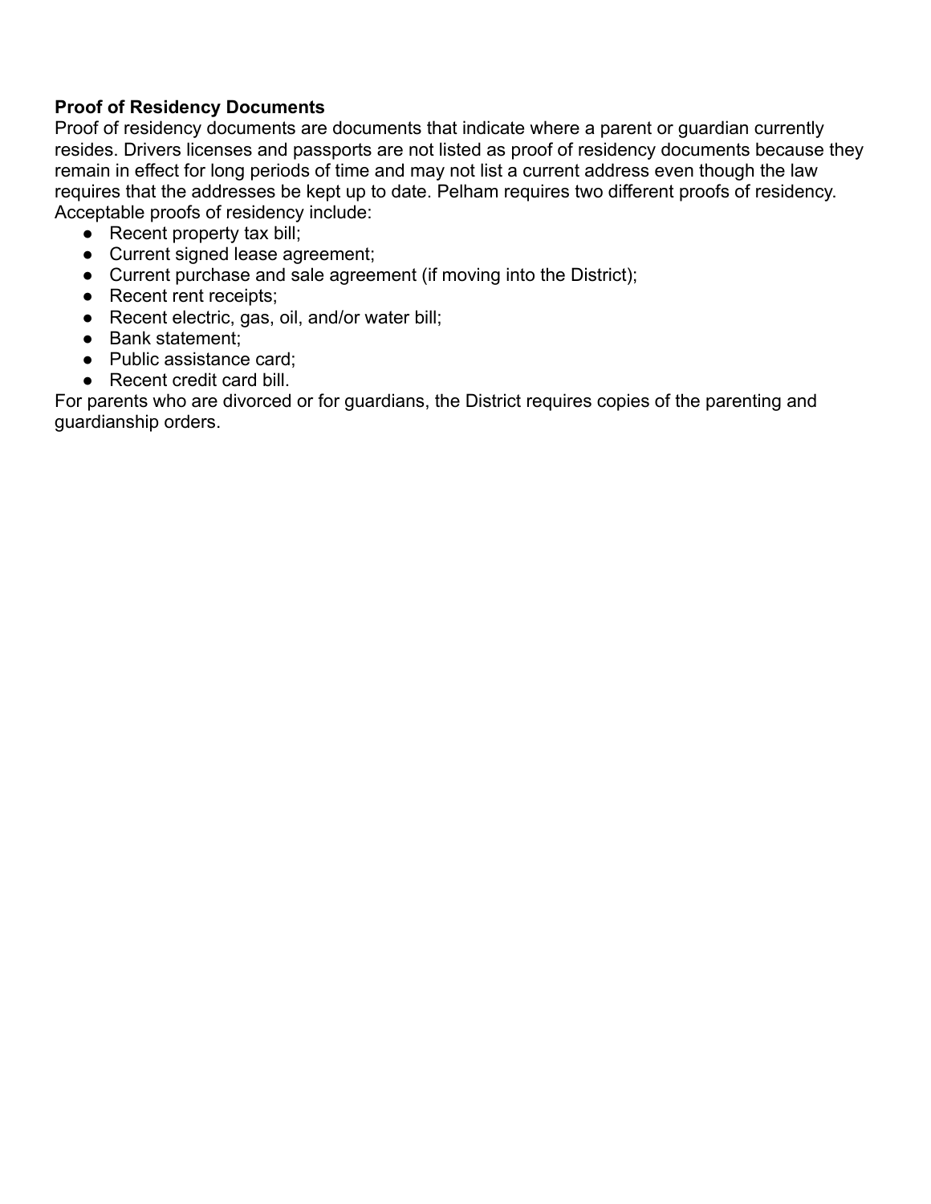**Proof of Residency Documents**

Proof of residency documents are documents that indicate where a parent or guardian currently resides. Drivers licenses and passports are not listed as proof of residency documents because they remain in effect for long periods of time and may not list a current address even though the law requires that the addresses be kept up to date. Pelham requires two different proofs of residency. Acceptable proofs of residency include:

- Recent property tax bill;
- Current signed lease agreement;
- Current purchase and sale agreement (if moving into the District);
- Recent rent receipts;
- Recent electric, gas, oil, and/or water bill;
- Bank statement;
- Public assistance card;
- Recent credit card bill.

For parents who are divorced or for guardians, the District requires copies of the parenting and guardianship orders.